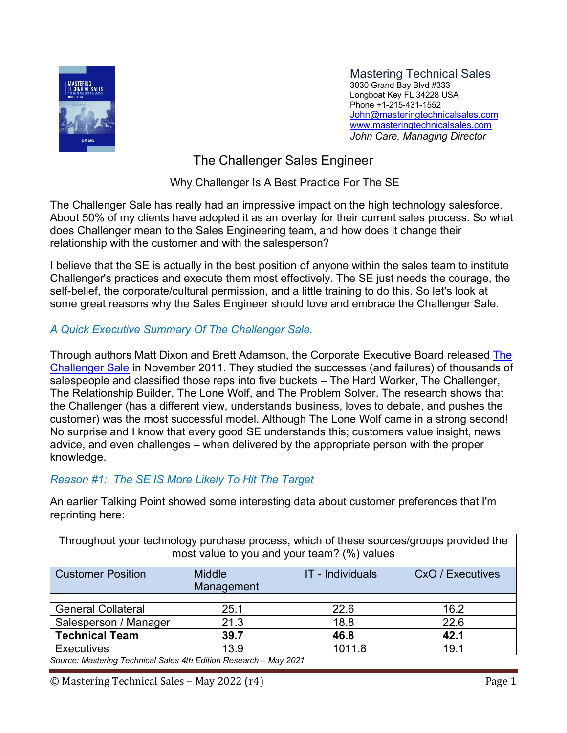Mastering Technical Sales
3030 Grand Bay Blvd #333
Longboat Key FL 34228 USA
Phone +1-215-431-1552
John@masteringtechnicalsales.com
www.masteringtechnicalsales.com
*John Care, Managing Director*

# The Challenger Sales Engineer

## Why Challenger Is A Best Practice For The SE

The Challenger Sale has really had an impressive impact on the high technology salesforce. About 50% of my clients have adopted it as an overlay for their current sales process. So what does Challenger mean to the Sales Engineering team, and how does it change their relationship with the customer and with the salesperson?

I believe that the SE is actually in the best position of anyone within the sales team to institute Challenger's practices and execute them most effectively. The SE just needs the courage, the self-belief, the corporate/cultural permission, and a little training to do this. So let's look at some great reasons why the Sales Engineer should love and embrace the Challenger Sale.

### *A Quick Executive Summary Of The Challenger Sale.*

Through authors Matt Dixon and Brett Adamson, the Corporate Executive Board released The Challenger Sale in November 2011. They studied the successes (and failures) of thousands of salespeople and classified those reps into five buckets – The Hard Worker, The Challenger, The Relationship Builder, The Lone Wolf, and The Problem Solver. The research shows that the Challenger (has a different view, understands business, loves to debate, and pushes the customer) was the most successful model. Although The Lone Wolf came in a strong second! No surprise and I know that every good SE understands this; customers value insight, news, advice, and even challenges – when delivered by the appropriate person with the proper knowledge.

### *Reason #1: The SE IS More Likely To Hit The Target*

An earlier Talking Point showed some interesting data about customer preferences that I'm reprinting here:

| Throughout your technology purchase process, which of these sources/groups provided the most value to you and your team? (%) values | | | |
|---|---|---|---|
| Customer Position | Middle Management | IT - Individuals | CxO / Executives |
| General Collateral | 25.1 | 22.6 | 16.2 |
| Salesperson / Manager | 21.3 | 18.8 | 22.6 |
| **Technical Team** | **39.7** | **46.8** | **42.1** |
| Executives | 13.9 | 1011.8 | 19.1 |

*Source: Mastering Technical Sales 4th Edition Research – May 2021*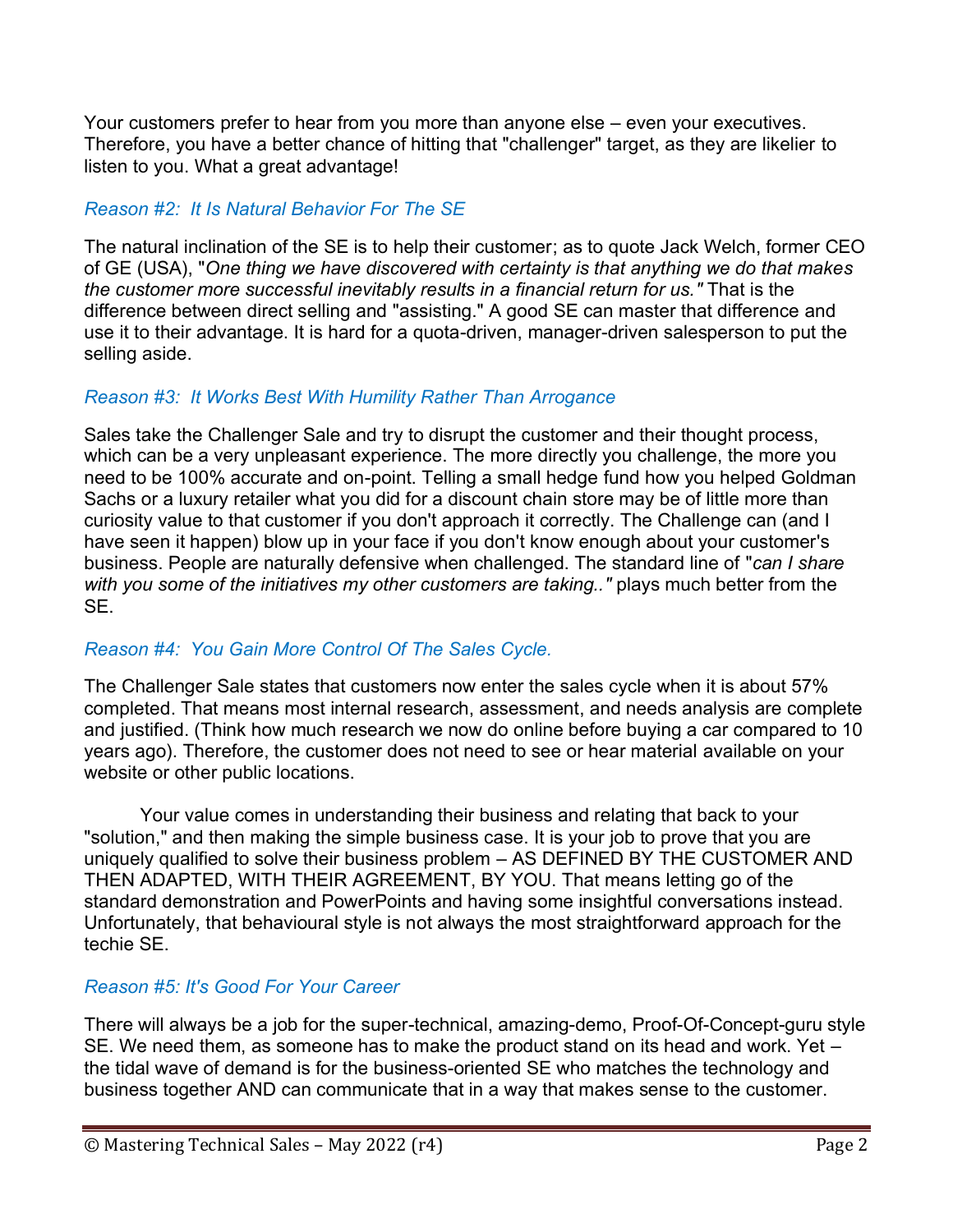Your customers prefer to hear from you more than anyone else – even your executives. Therefore, you have a better chance of hitting that "challenger" target, as they are likelier to listen to you. What a great advantage!

### *Reason #2: It Is Natural Behavior For The SE*

The natural inclination of the SE is to help their customer; as to quote Jack Welch, former CEO of GE (USA), "*One thing we have discovered with certainty is that anything we do that makes the customer more successful inevitably results in a financial return for us."* That is the difference between direct selling and "assisting." A good SE can master that difference and use it to their advantage. It is hard for a quota-driven, manager-driven salesperson to put the selling aside.

### *Reason #3: It Works Best With Humility Rather Than Arrogance*

Sales take the Challenger Sale and try to disrupt the customer and their thought process, which can be a very unpleasant experience. The more directly you challenge, the more you need to be 100% accurate and on-point. Telling a small hedge fund how you helped Goldman Sachs or a luxury retailer what you did for a discount chain store may be of little more than curiosity value to that customer if you don't approach it correctly. The Challenge can (and I have seen it happen) blow up in your face if you don't know enough about your customer's business. People are naturally defensive when challenged. The standard line of "*can I share with you some of the initiatives my other customers are taking.."* plays much better from the SE.

### *Reason #4: You Gain More Control Of The Sales Cycle.*

The Challenger Sale states that customers now enter the sales cycle when it is about 57% completed. That means most internal research, assessment, and needs analysis are complete and justified. (Think how much research we now do online before buying a car compared to 10 years ago). Therefore, the customer does not need to see or hear material available on your website or other public locations.

Your value comes in understanding their business and relating that back to your "solution," and then making the simple business case. It is your job to prove that you are uniquely qualified to solve their business problem – AS DEFINED BY THE CUSTOMER AND THEN ADAPTED, WITH THEIR AGREEMENT, BY YOU. That means letting go of the standard demonstration and PowerPoints and having some insightful conversations instead. Unfortunately, that behavioural style is not always the most straightforward approach for the techie SE.

### *Reason #5: It's Good For Your Career*

There will always be a job for the super-technical, amazing-demo, Proof-Of-Concept-guru style SE. We need them, as someone has to make the product stand on its head and work. Yet – the tidal wave of demand is for the business-oriented SE who matches the technology and business together AND can communicate that in a way that makes sense to the customer.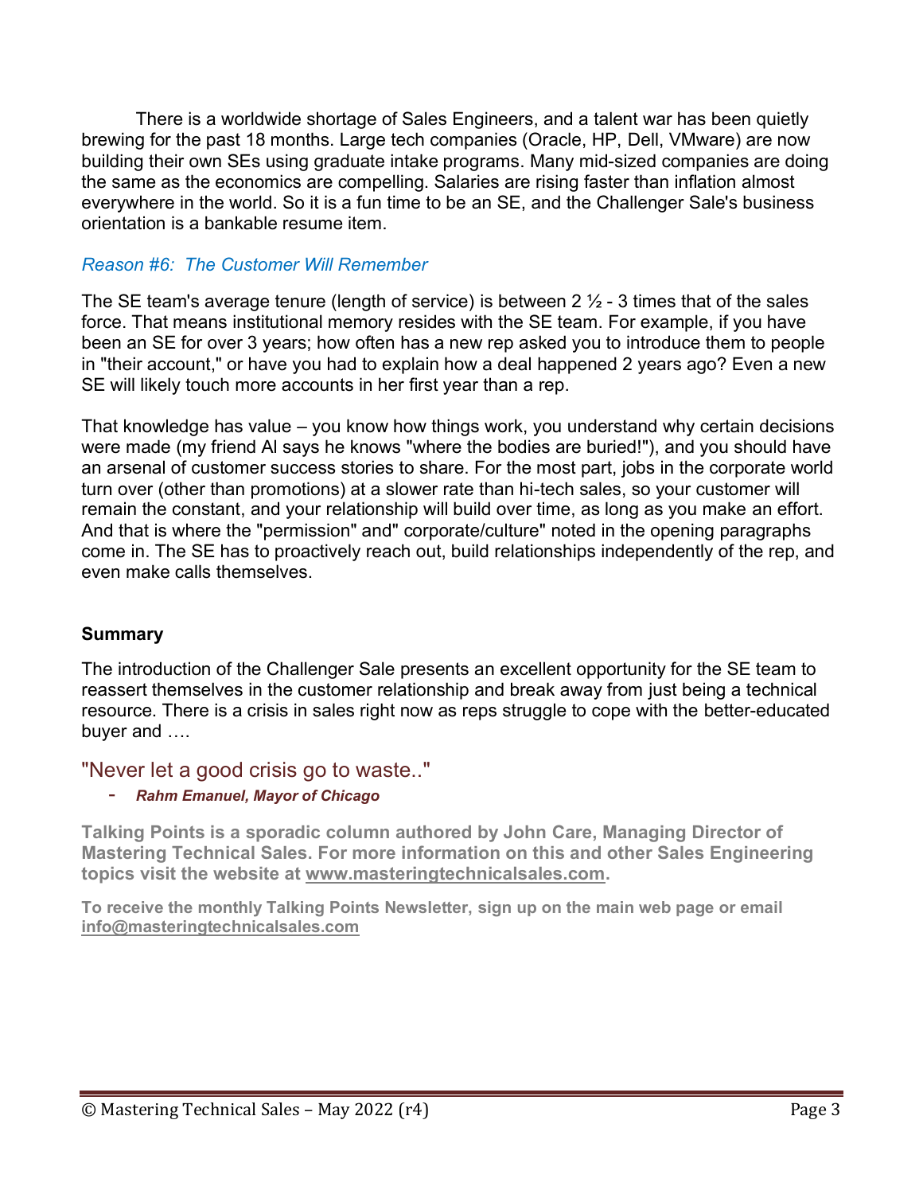There is a worldwide shortage of Sales Engineers, and a talent war has been quietly brewing for the past 18 months. Large tech companies (Oracle, HP, Dell, VMware) are now building their own SEs using graduate intake programs. Many mid-sized companies are doing the same as the economics are compelling. Salaries are rising faster than inflation almost everywhere in the world. So it is a fun time to be an SE, and the Challenger Sale's business orientation is a bankable resume item.

### *Reason #6: The Customer Will Remember*

The SE team's average tenure (length of service) is between 2 ½ - 3 times that of the sales force. That means institutional memory resides with the SE team. For example, if you have been an SE for over 3 years; how often has a new rep asked you to introduce them to people in "their account," or have you had to explain how a deal happened 2 years ago? Even a new SE will likely touch more accounts in her first year than a rep.

That knowledge has value – you know how things work, you understand why certain decisions were made (my friend Al says he knows "where the bodies are buried!"), and you should have an arsenal of customer success stories to share. For the most part, jobs in the corporate world turn over (other than promotions) at a slower rate than hi-tech sales, so your customer will remain the constant, and your relationship will build over time, as long as you make an effort. And that is where the "permission" and" corporate/culture" noted in the opening paragraphs come in. The SE has to proactively reach out, build relationships independently of the rep, and even make calls themselves.

## Summary

The introduction of the Challenger Sale presents an excellent opportunity for the SE team to reassert themselves in the customer relationship and break away from just being a technical resource. There is a crisis in sales right now as reps struggle to cope with the better-educated buyer and ….

"Never let a good crisis go to waste.."

- ***Rahm Emanuel, Mayor of Chicago***

**Talking Points is a sporadic column authored by John Care, Managing Director of Mastering Technical Sales. For more information on this and other Sales Engineering topics visit the website at www.masteringtechnicalsales.com.**

**To receive the monthly Talking Points Newsletter, sign up on the main web page or email info@masteringtechnicalsales.com**